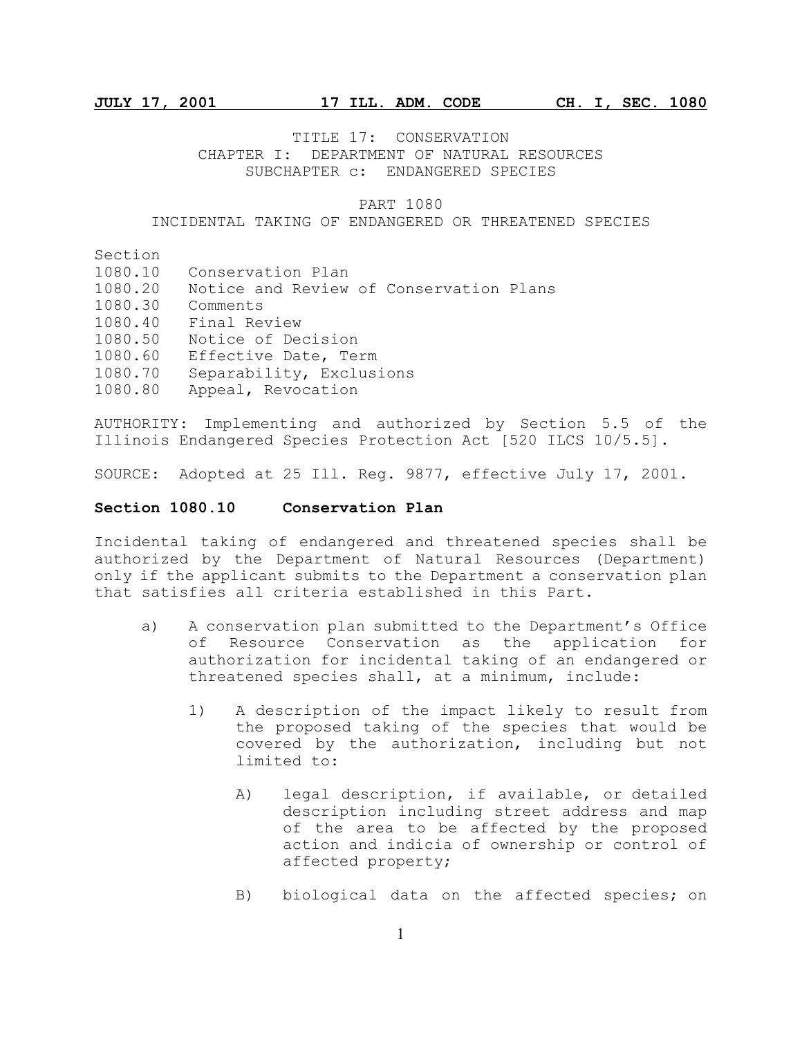TITLE 17: CONSERVATION
CHAPTER I: DEPARTMENT OF NATURAL RESOURCES
SUBCHAPTER c: ENDANGERED SPECIES

# PART 1080
# INCIDENTAL TAKING OF ENDANGERED OR THREATENED SPECIES

Section
1080.10 Conservation Plan
1080.20 Notice and Review of Conservation Plans
1080.30 Comments
1080.40 Final Review
1080.50 Notice of Decision
1080.60 Effective Date, Term
1080.70 Separability, Exclusions
1080.80 Appeal, Revocation

AUTHORITY: Implementing and authorized by Section 5.5 of the Illinois Endangered Species Protection Act [520 ILCS 10/5.5].

SOURCE: Adopted at 25 Ill. Reg. 9877, effective July 17, 2001.

## Section 1080.10 Conservation Plan

Incidental taking of endangered and threatened species shall be authorized by the Department of Natural Resources (Department) only if the applicant submits to the Department a conservation plan that satisfies all criteria established in this Part.

a) A conservation plan submitted to the Department's Office of Resource Conservation as the application for authorization for incidental taking of an endangered or threatened species shall, at a minimum, include:

1) A description of the impact likely to result from the proposed taking of the species that would be covered by the authorization, including but not limited to:

A) legal description, if available, or detailed description including street address and map of the area to be affected by the proposed action and indicia of ownership or control of affected property;

B) biological data on the affected species; on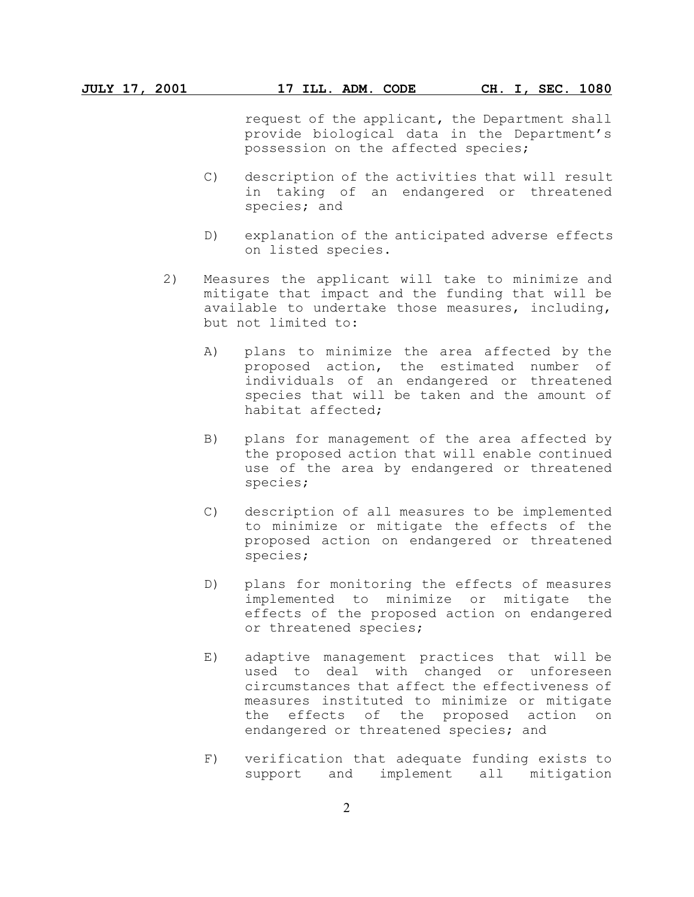request of the applicant, the Department shall provide biological data in the Department's possession on the affected species;

C) description of the activities that will result in taking of an endangered or threatened species; and

D) explanation of the anticipated adverse effects on listed species.

2) Measures the applicant will take to minimize and mitigate that impact and the funding that will be available to undertake those measures, including, but not limited to:

A) plans to minimize the area affected by the proposed action, the estimated number of individuals of an endangered or threatened species that will be taken and the amount of habitat affected;

B) plans for management of the area affected by the proposed action that will enable continued use of the area by endangered or threatened species;

C) description of all measures to be implemented to minimize or mitigate the effects of the proposed action on endangered or threatened species;

D) plans for monitoring the effects of measures implemented to minimize or mitigate the effects of the proposed action on endangered or threatened species;

E) adaptive management practices that will be used to deal with changed or unforeseen circumstances that affect the effectiveness of measures instituted to minimize or mitigate the effects of the proposed action on endangered or threatened species; and

F) verification that adequate funding exists to support and implement all mitigation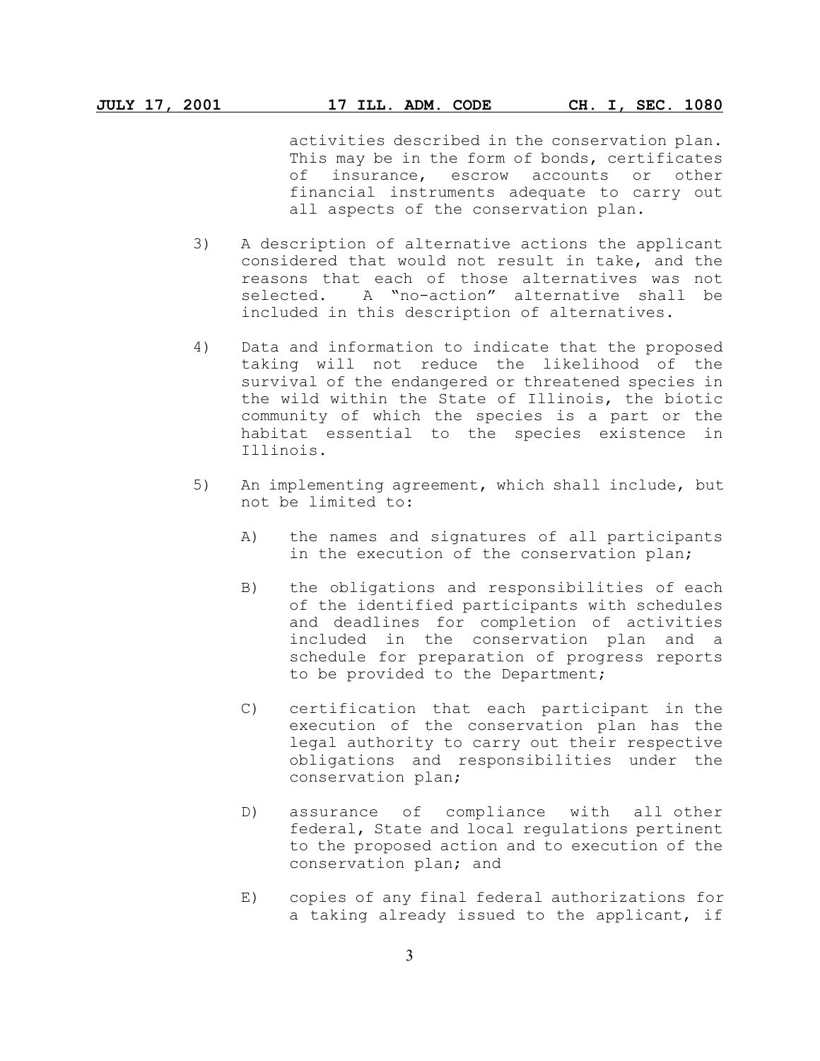activities described in the conservation plan. This may be in the form of bonds, certificates of insurance, escrow accounts or other financial instruments adequate to carry out all aspects of the conservation plan.

3) A description of alternative actions the applicant considered that would not result in take, and the reasons that each of those alternatives was not selected. A "no-action" alternative shall be included in this description of alternatives.

4) Data and information to indicate that the proposed taking will not reduce the likelihood of the survival of the endangered or threatened species in the wild within the State of Illinois, the biotic community of which the species is a part or the habitat essential to the species existence in Illinois.

5) An implementing agreement, which shall include, but not be limited to:

   A) the names and signatures of all participants in the execution of the conservation plan;

   B) the obligations and responsibilities of each of the identified participants with schedules and deadlines for completion of activities included in the conservation plan and a schedule for preparation of progress reports to be provided to the Department;

   C) certification that each participant in the execution of the conservation plan has the legal authority to carry out their respective obligations and responsibilities under the conservation plan;

   D) assurance of compliance with all other federal, State and local regulations pertinent to the proposed action and to execution of the conservation plan; and

   E) copies of any final federal authorizations for a taking already issued to the applicant, if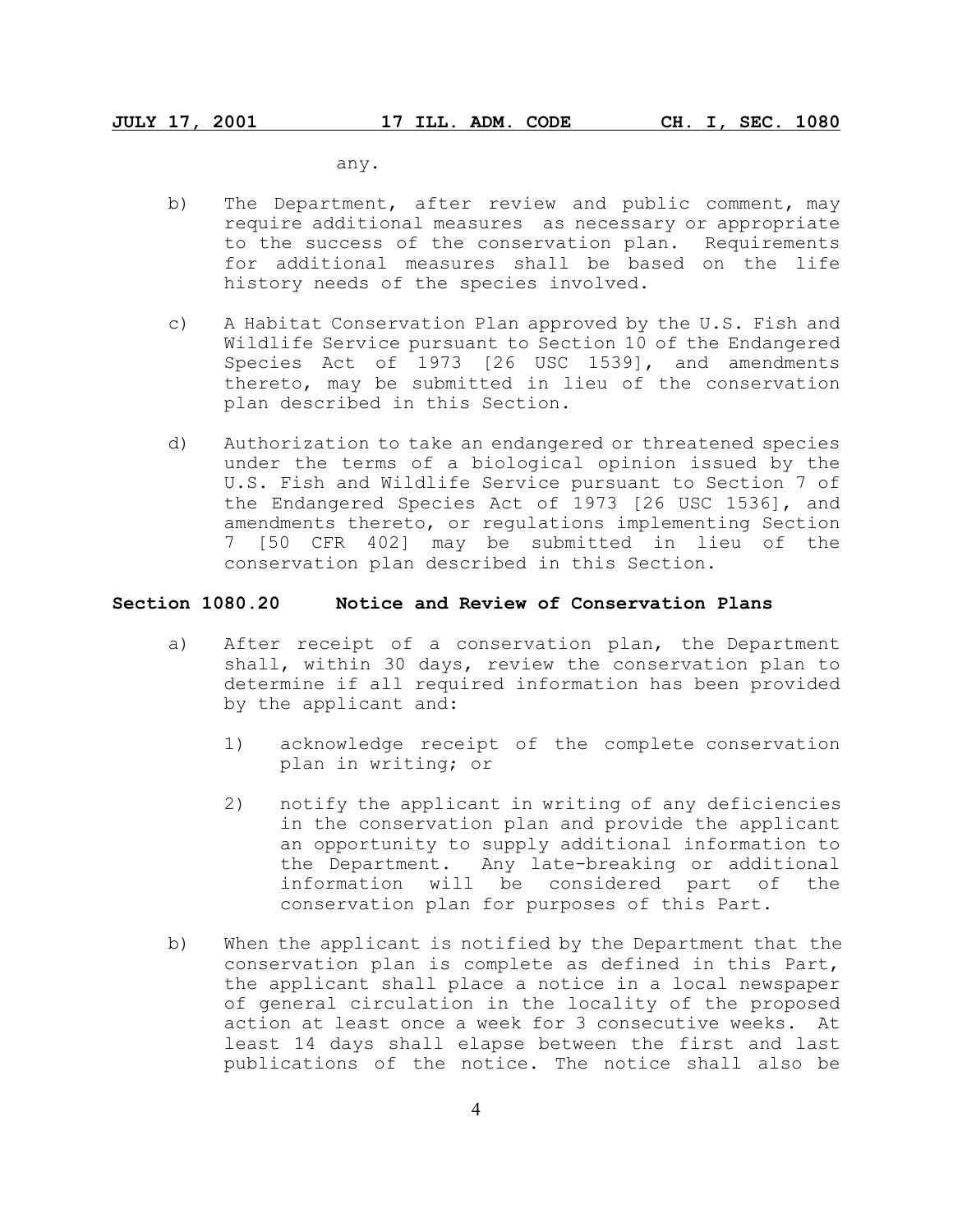any.

b) The Department, after review and public comment, may require additional measures as necessary or appropriate to the success of the conservation plan. Requirements for additional measures shall be based on the life history needs of the species involved.

c) A Habitat Conservation Plan approved by the U.S. Fish and Wildlife Service pursuant to Section 10 of the Endangered Species Act of 1973 [26 USC 1539], and amendments thereto, may be submitted in lieu of the conservation plan described in this Section.

d) Authorization to take an endangered or threatened species under the terms of a biological opinion issued by the U.S. Fish and Wildlife Service pursuant to Section 7 of the Endangered Species Act of 1973 [26 USC 1536], and amendments thereto, or regulations implementing Section 7 [50 CFR 402] may be submitted in lieu of the conservation plan described in this Section.

**Section 1080.20 Notice and Review of Conservation Plans**

a) After receipt of a conservation plan, the Department shall, within 30 days, review the conservation plan to determine if all required information has been provided by the applicant and:

1) acknowledge receipt of the complete conservation plan in writing; or

2) notify the applicant in writing of any deficiencies in the conservation plan and provide the applicant an opportunity to supply additional information to the Department. Any late-breaking or additional information will be considered part of the conservation plan for purposes of this Part.

b) When the applicant is notified by the Department that the conservation plan is complete as defined in this Part, the applicant shall place a notice in a local newspaper of general circulation in the locality of the proposed action at least once a week for 3 consecutive weeks. At least 14 days shall elapse between the first and last publications of the notice. The notice shall also be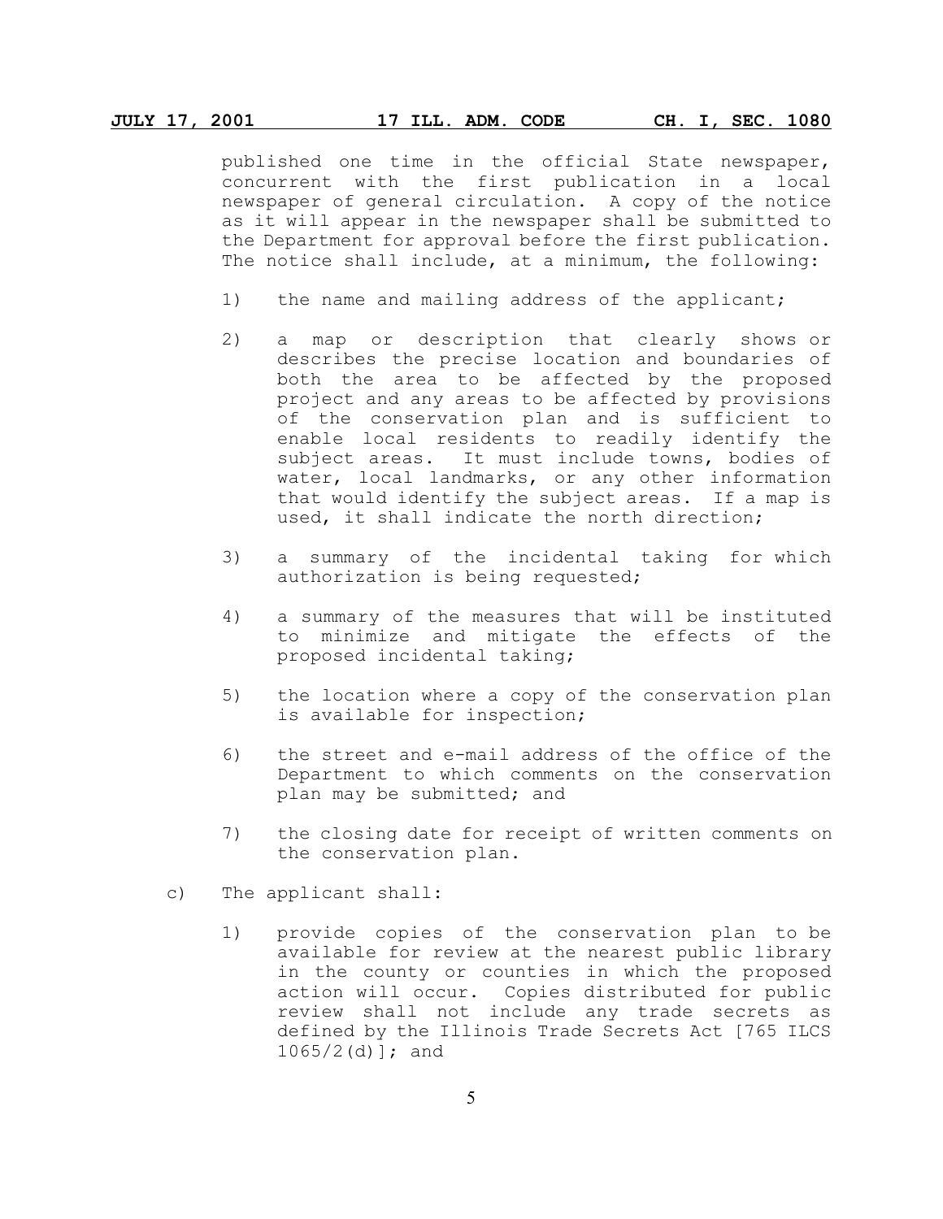published one time in the official State newspaper, concurrent with the first publication in a local newspaper of general circulation. A copy of the notice as it will appear in the newspaper shall be submitted to the Department for approval before the first publication. The notice shall include, at a minimum, the following:

1) the name and mailing address of the applicant;

2) a map or description that clearly shows or describes the precise location and boundaries of both the area to be affected by the proposed project and any areas to be affected by provisions of the conservation plan and is sufficient to enable local residents to readily identify the subject areas. It must include towns, bodies of water, local landmarks, or any other information that would identify the subject areas. If a map is used, it shall indicate the north direction;

3) a summary of the incidental taking for which authorization is being requested;

4) a summary of the measures that will be instituted to minimize and mitigate the effects of the proposed incidental taking;

5) the location where a copy of the conservation plan is available for inspection;

6) the street and e-mail address of the office of the Department to which comments on the conservation plan may be submitted; and

7) the closing date for receipt of written comments on the conservation plan.

c) The applicant shall:

1) provide copies of the conservation plan to be available for review at the nearest public library in the county or counties in which the proposed action will occur. Copies distributed for public review shall not include any trade secrets as defined by the Illinois Trade Secrets Act [765 ILCS 1065/2(d)]; and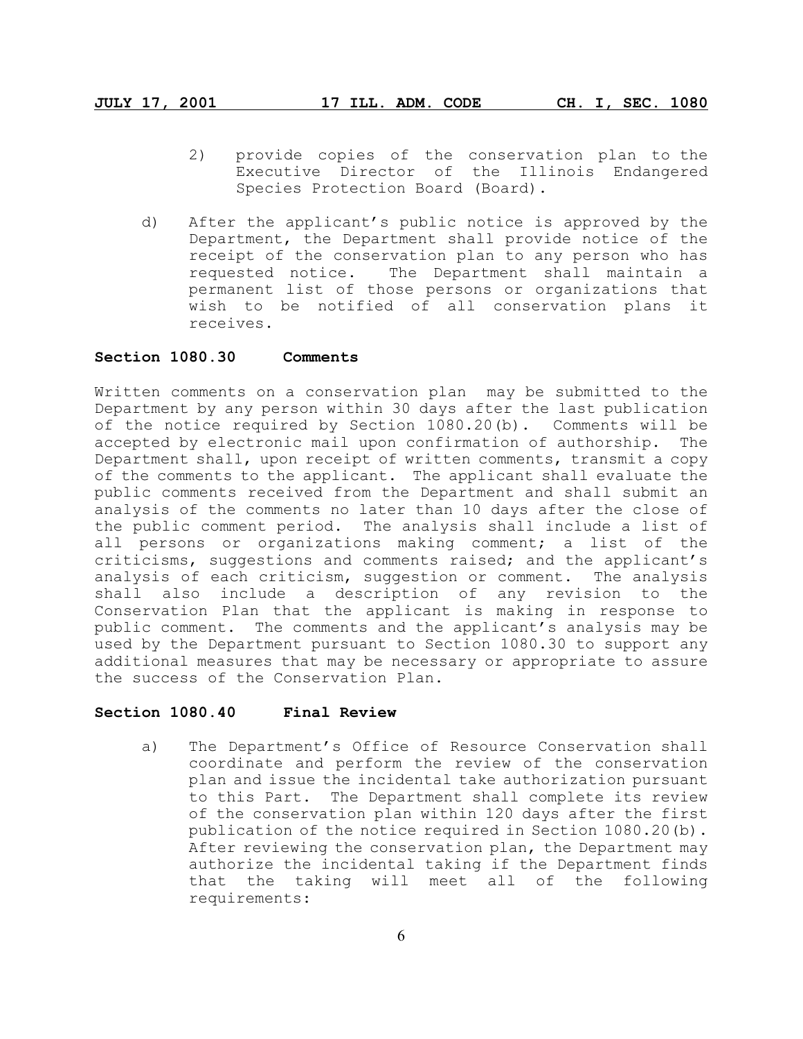2) provide copies of the conservation plan to the Executive Director of the Illinois Endangered Species Protection Board (Board).

d) After the applicant's public notice is approved by the Department, the Department shall provide notice of the receipt of the conservation plan to any person who has requested notice. The Department shall maintain a permanent list of those persons or organizations that wish to be notified of all conservation plans it receives.

**Section 1080.30 Comments**

Written comments on a conservation plan may be submitted to the Department by any person within 30 days after the last publication of the notice required by Section 1080.20(b). Comments will be accepted by electronic mail upon confirmation of authorship. The Department shall, upon receipt of written comments, transmit a copy of the comments to the applicant. The applicant shall evaluate the public comments received from the Department and shall submit an analysis of the comments no later than 10 days after the close of the public comment period. The analysis shall include a list of all persons or organizations making comment; a list of the criticisms, suggestions and comments raised; and the applicant's analysis of each criticism, suggestion or comment. The analysis shall also include a description of any revision to the Conservation Plan that the applicant is making in response to public comment. The comments and the applicant's analysis may be used by the Department pursuant to Section 1080.30 to support any additional measures that may be necessary or appropriate to assure the success of the Conservation Plan.

**Section 1080.40 Final Review**

a) The Department's Office of Resource Conservation shall coordinate and perform the review of the conservation plan and issue the incidental take authorization pursuant to this Part. The Department shall complete its review of the conservation plan within 120 days after the first publication of the notice required in Section 1080.20(b). After reviewing the conservation plan, the Department may authorize the incidental taking if the Department finds that the taking will meet all of the following requirements: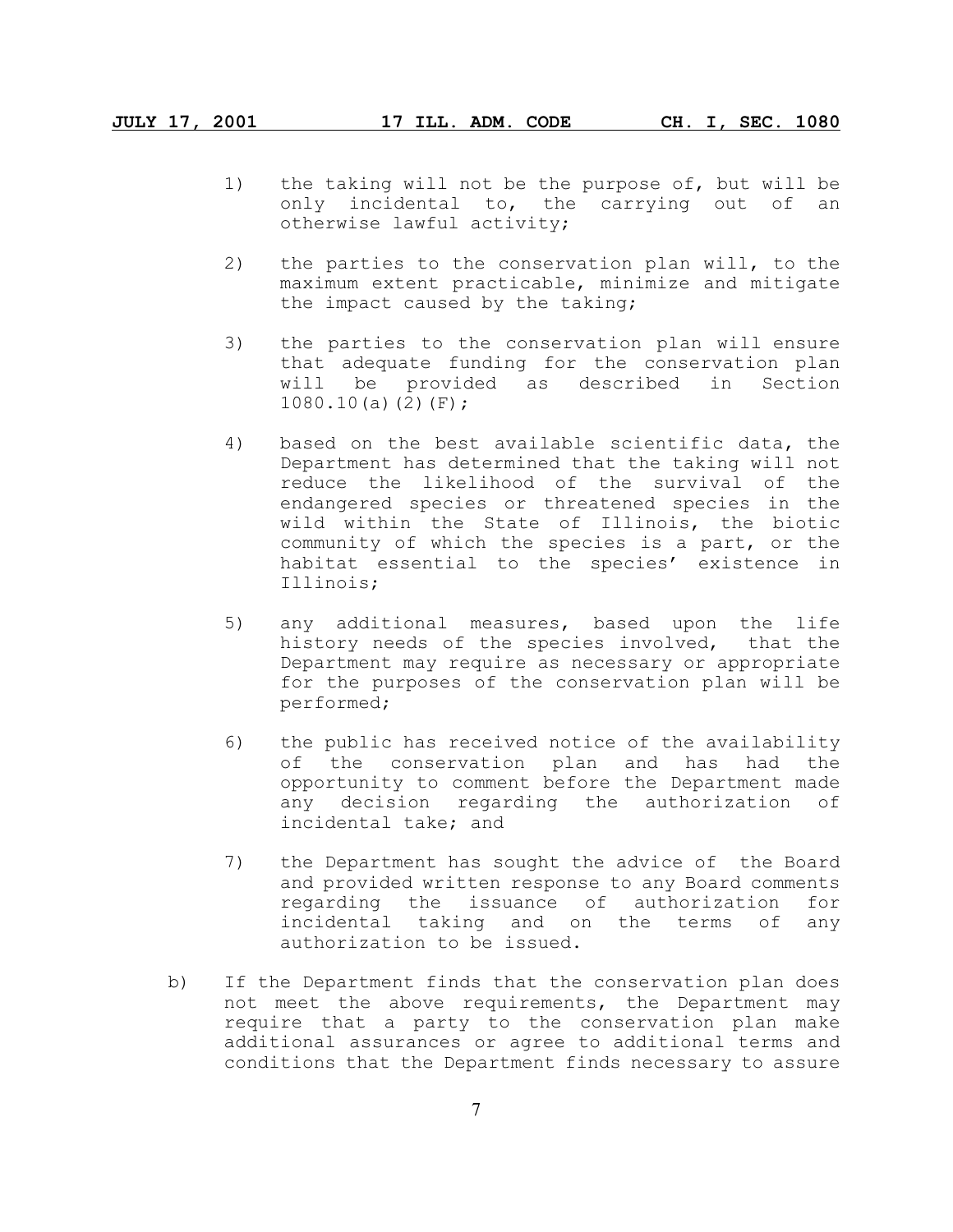1) the taking will not be the purpose of, but will be only incidental to, the carrying out of an otherwise lawful activity;

2) the parties to the conservation plan will, to the maximum extent practicable, minimize and mitigate the impact caused by the taking;

3) the parties to the conservation plan will ensure that adequate funding for the conservation plan will be provided as described in Section 1080.10(a)(2)(F);

4) based on the best available scientific data, the Department has determined that the taking will not reduce the likelihood of the survival of the endangered species or threatened species in the wild within the State of Illinois, the biotic community of which the species is a part, or the habitat essential to the species' existence in Illinois;

5) any additional measures, based upon the life history needs of the species involved, that the Department may require as necessary or appropriate for the purposes of the conservation plan will be performed;

6) the public has received notice of the availability of the conservation plan and has had the opportunity to comment before the Department made any decision regarding the authorization of incidental take; and

7) the Department has sought the advice of the Board and provided written response to any Board comments regarding the issuance of authorization for incidental taking and on the terms of any authorization to be issued.

b) If the Department finds that the conservation plan does not meet the above requirements, the Department may require that a party to the conservation plan make additional assurances or agree to additional terms and conditions that the Department finds necessary to assure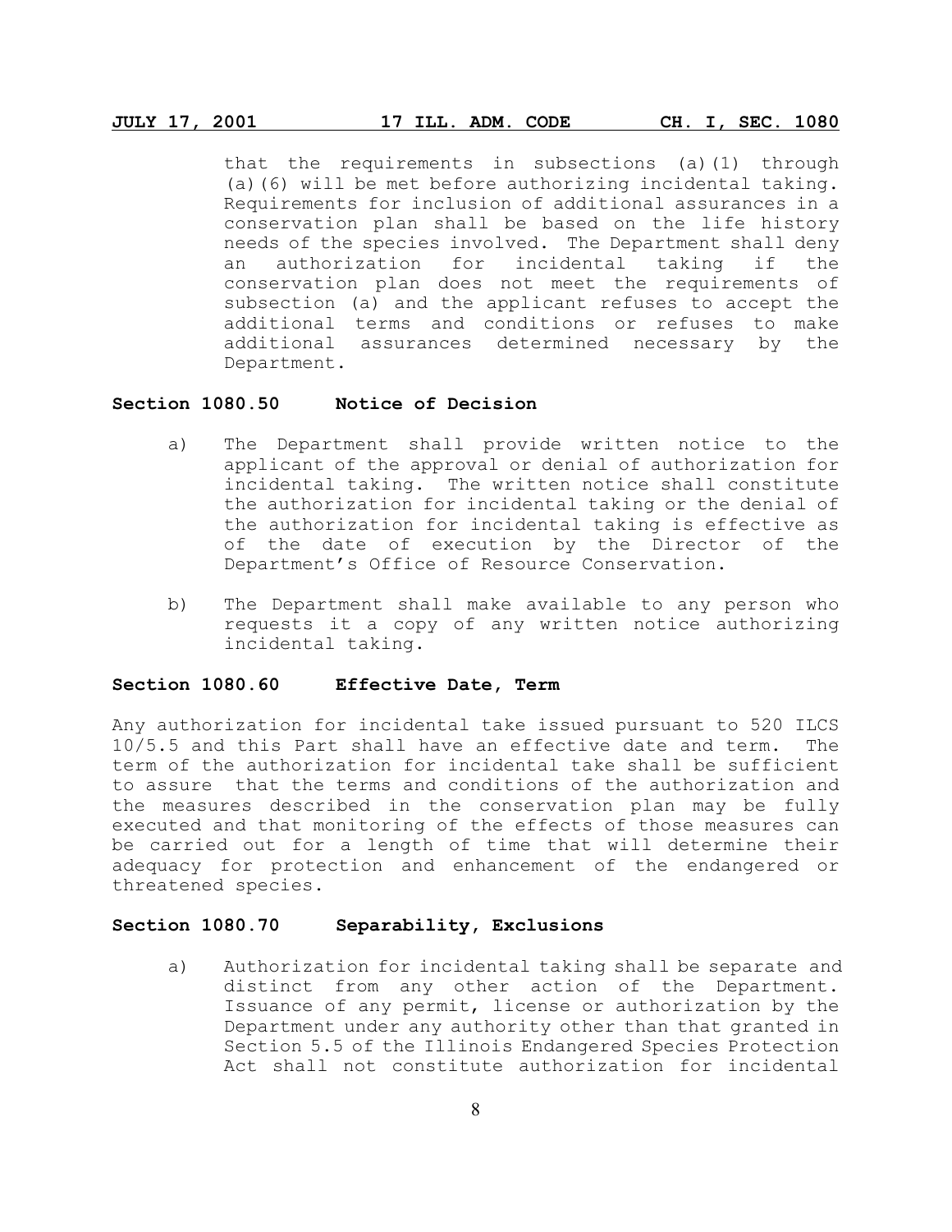that the requirements in subsections (a)(1) through (a)(6) will be met before authorizing incidental taking. Requirements for inclusion of additional assurances in a conservation plan shall be based on the life history needs of the species involved. The Department shall deny an authorization for incidental taking if the conservation plan does not meet the requirements of subsection (a) and the applicant refuses to accept the additional terms and conditions or refuses to make additional assurances determined necessary by the Department.

**Section 1080.50 Notice of Decision**

a) The Department shall provide written notice to the applicant of the approval or denial of authorization for incidental taking. The written notice shall constitute the authorization for incidental taking or the denial of the authorization for incidental taking is effective as of the date of execution by the Director of the Department's Office of Resource Conservation.

b) The Department shall make available to any person who requests it a copy of any written notice authorizing incidental taking.

**Section 1080.60 Effective Date, Term**

Any authorization for incidental take issued pursuant to 520 ILCS 10/5.5 and this Part shall have an effective date and term. The term of the authorization for incidental take shall be sufficient to assure that the terms and conditions of the authorization and the measures described in the conservation plan may be fully executed and that monitoring of the effects of those measures can be carried out for a length of time that will determine their adequacy for protection and enhancement of the endangered or threatened species.

**Section 1080.70 Separability, Exclusions**

a) Authorization for incidental taking shall be separate and distinct from any other action of the Department. Issuance of any permit, license or authorization by the Department under any authority other than that granted in Section 5.5 of the Illinois Endangered Species Protection Act shall not constitute authorization for incidental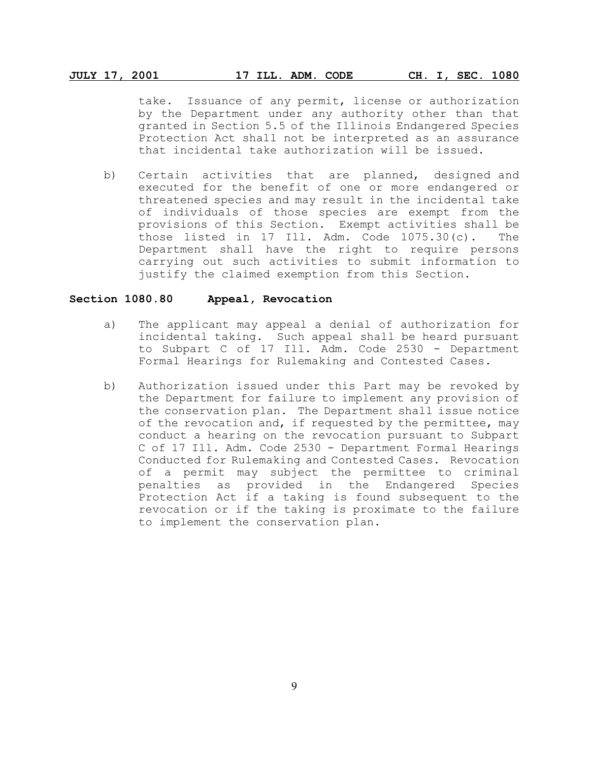take. Issuance of any permit, license or authorization by the Department under any authority other than that granted in Section 5.5 of the Illinois Endangered Species Protection Act shall not be interpreted as an assurance that incidental take authorization will be issued.

b) Certain activities that are planned, designed and executed for the benefit of one or more endangered or threatened species and may result in the incidental take of individuals of those species are exempt from the provisions of this Section. Exempt activities shall be those listed in 17 Ill. Adm. Code 1075.30(c). The Department shall have the right to require persons carrying out such activities to submit information to justify the claimed exemption from this Section.

**Section 1080.80 Appeal, Revocation**

a) The applicant may appeal a denial of authorization for incidental taking. Such appeal shall be heard pursuant to Subpart C of 17 Ill. Adm. Code 2530 - Department Formal Hearings for Rulemaking and Contested Cases.

b) Authorization issued under this Part may be revoked by the Department for failure to implement any provision of the conservation plan. The Department shall issue notice of the revocation and, if requested by the permittee, may conduct a hearing on the revocation pursuant to Subpart C of 17 Ill. Adm. Code 2530 - Department Formal Hearings Conducted for Rulemaking and Contested Cases. Revocation of a permit may subject the permittee to criminal penalties as provided in the Endangered Species Protection Act if a taking is found subsequent to the revocation or if the taking is proximate to the failure to implement the conservation plan.